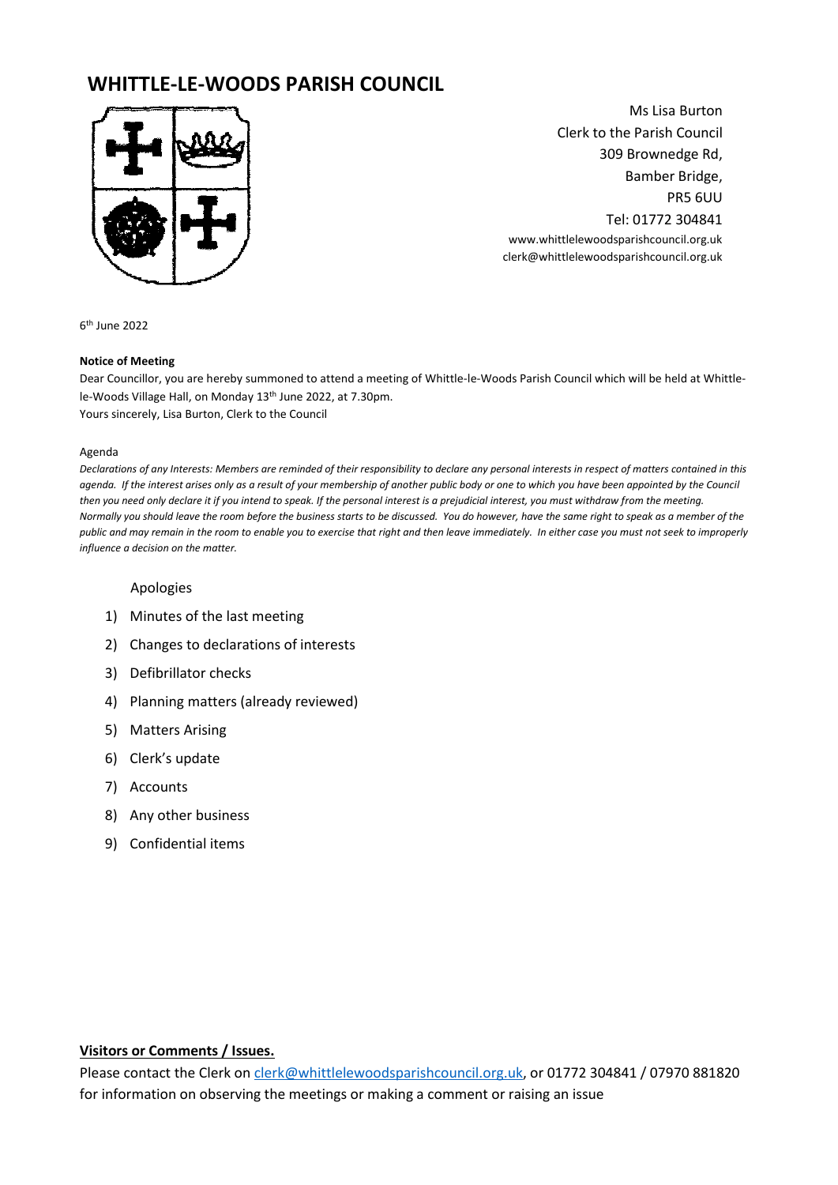# WHITTLE-LE-WOODS PARISH COUNCIL

Ms Lisa Burton
Clerk to the Parish Council
309 Brownedge Rd,
Bamber Bridge,
PR5 6UU
Tel: 01772 304841
www.whittlelewoodsparishcouncil.org.uk
clerk@whittlelewoodsparishcouncil.org.uk

6th June 2022

**Notice of Meeting**

Dear Councillor, you are hereby summoned to attend a meeting of Whittle-le-Woods Parish Council which will be held at Whittle-le-Woods Village Hall, on Monday 13th June 2022, at 7.30pm.
Yours sincerely, Lisa Burton, Clerk to the Council

Agenda

*Declarations of any Interests: Members are reminded of their responsibility to declare any personal interests in respect of matters contained in this agenda. If the interest arises only as a result of your membership of another public body or one to which you have been appointed by the Council then you need only declare it if you intend to speak. If the personal interest is a prejudicial interest, you must withdraw from the meeting. Normally you should leave the room before the business starts to be discussed. You do however, have the same right to speak as a member of the public and may remain in the room to enable you to exercise that right and then leave immediately. In either case you must not seek to improperly influence a decision on the matter.*

Apologies

1) Minutes of the last meeting
2) Changes to declarations of interests
3) Defibrillator checks
4) Planning matters (already reviewed)
5) Matters Arising
6) Clerk's update
7) Accounts
8) Any other business
9) Confidential items

**Visitors or Comments / Issues.**

Please contact the Clerk on clerk@whittlelewoodsparishcouncil.org.uk, or 01772 304841 / 07970 881820 for information on observing the meetings or making a comment or raising an issue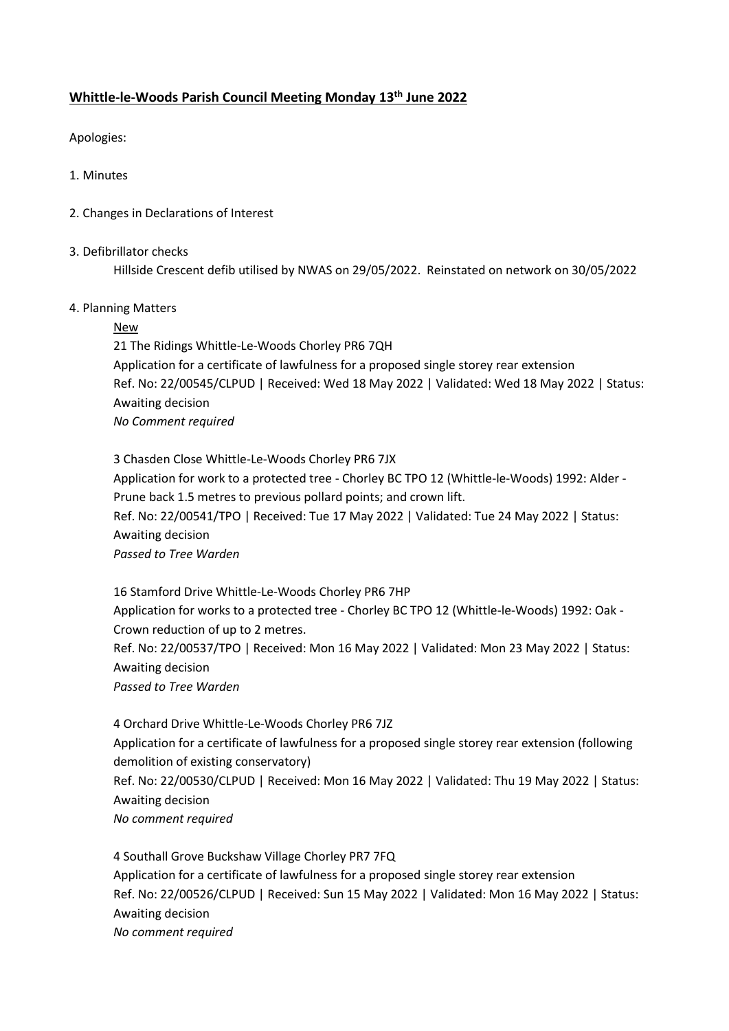# **Whittle-le-Woods Parish Council Meeting Monday 13th June 2022**

Apologies:

1. Minutes

2. Changes in Declarations of Interest

3. Defibrillator checks

   Hillside Crescent defib utilised by NWAS on 29/05/2022. Reinstated on network on 30/05/2022

4. Planning Matters

   New

   21 The Ridings Whittle-Le-Woods Chorley PR6 7QH
   Application for a certificate of lawfulness for a proposed single storey rear extension
   Ref. No: 22/00545/CLPUD | Received: Wed 18 May 2022 | Validated: Wed 18 May 2022 | Status: Awaiting decision
   *No Comment required*

   3 Chasden Close Whittle-Le-Woods Chorley PR6 7JX
   Application for work to a protected tree - Chorley BC TPO 12 (Whittle-le-Woods) 1992: Alder - Prune back 1.5 metres to previous pollard points; and crown lift.
   Ref. No: 22/00541/TPO | Received: Tue 17 May 2022 | Validated: Tue 24 May 2022 | Status: Awaiting decision
   *Passed to Tree Warden*

   16 Stamford Drive Whittle-Le-Woods Chorley PR6 7HP
   Application for works to a protected tree - Chorley BC TPO 12 (Whittle-le-Woods) 1992: Oak - Crown reduction of up to 2 metres.
   Ref. No: 22/00537/TPO | Received: Mon 16 May 2022 | Validated: Mon 23 May 2022 | Status: Awaiting decision
   *Passed to Tree Warden*

   4 Orchard Drive Whittle-Le-Woods Chorley PR6 7JZ
   Application for a certificate of lawfulness for a proposed single storey rear extension (following demolition of existing conservatory)
   Ref. No: 22/00530/CLPUD | Received: Mon 16 May 2022 | Validated: Thu 19 May 2022 | Status: Awaiting decision
   *No comment required*

   4 Southall Grove Buckshaw Village Chorley PR7 7FQ
   Application for a certificate of lawfulness for a proposed single storey rear extension
   Ref. No: 22/00526/CLPUD | Received: Sun 15 May 2022 | Validated: Mon 16 May 2022 | Status: Awaiting decision
   *No comment required*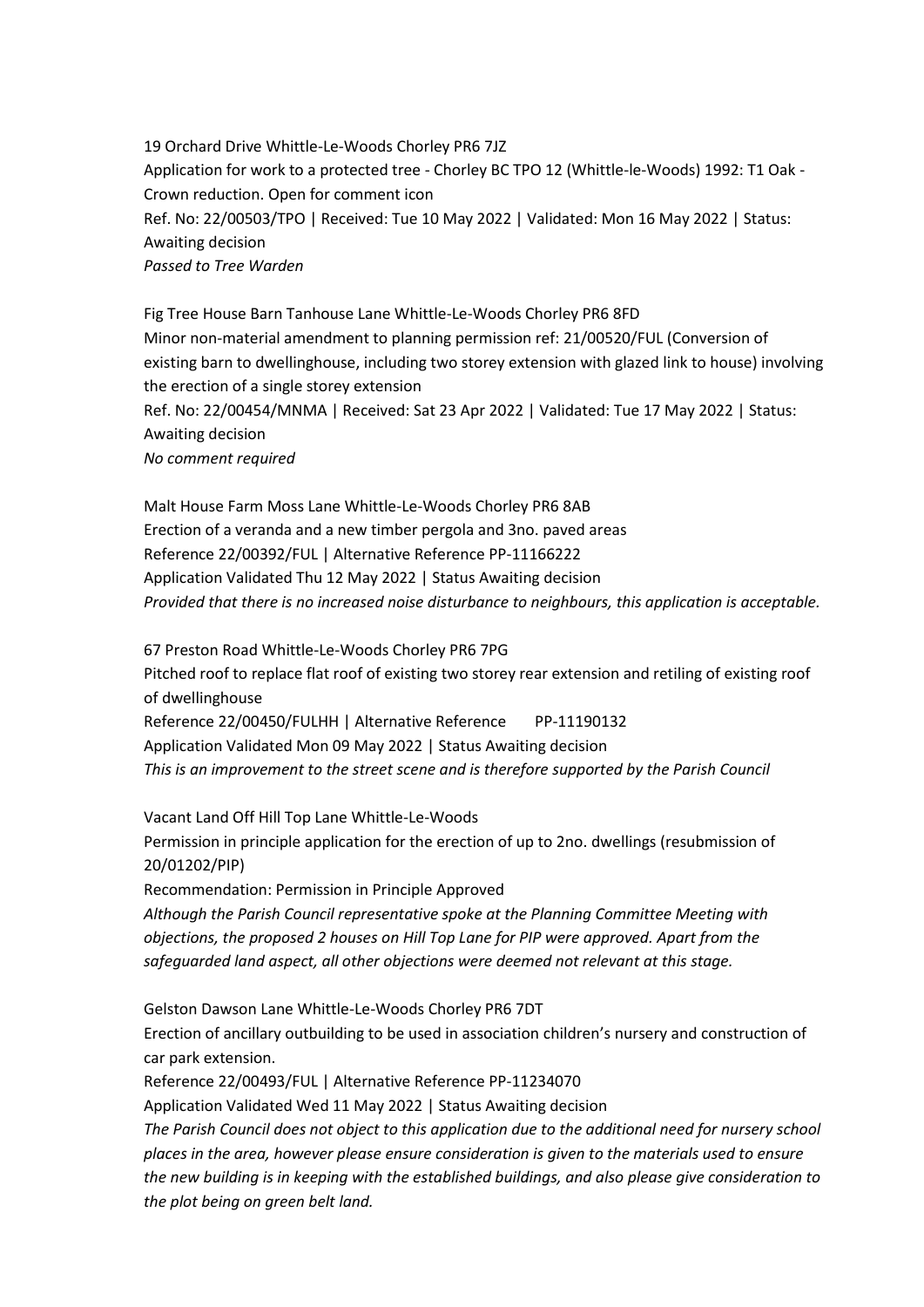19 Orchard Drive Whittle-Le-Woods Chorley PR6 7JZ
Application for work to a protected tree - Chorley BC TPO 12 (Whittle-le-Woods) 1992: T1 Oak - Crown reduction. Open for comment icon
Ref. No: 22/00503/TPO | Received: Tue 10 May 2022 | Validated: Mon 16 May 2022 | Status: Awaiting decision
*Passed to Tree Warden*

Fig Tree House Barn Tanhouse Lane Whittle-Le-Woods Chorley PR6 8FD
Minor non-material amendment to planning permission ref: 21/00520/FUL (Conversion of existing barn to dwellinghouse, including two storey extension with glazed link to house) involving the erection of a single storey extension
Ref. No: 22/00454/MNMA | Received: Sat 23 Apr 2022 | Validated: Tue 17 May 2022 | Status: Awaiting decision
*No comment required*

Malt House Farm Moss Lane Whittle-Le-Woods Chorley PR6 8AB
Erection of a veranda and a new timber pergola and 3no. paved areas
Reference 22/00392/FUL | Alternative Reference PP-11166222
Application Validated Thu 12 May 2022 | Status Awaiting decision
*Provided that there is no increased noise disturbance to neighbours, this application is acceptable.*

67 Preston Road Whittle-Le-Woods Chorley PR6 7PG
Pitched roof to replace flat roof of existing two storey rear extension and retiling of existing roof of dwellinghouse
Reference 22/00450/FULHH | Alternative Reference PP-11190132
Application Validated Mon 09 May 2022 | Status Awaiting decision
*This is an improvement to the street scene and is therefore supported by the Parish Council*

Vacant Land Off Hill Top Lane Whittle-Le-Woods
Permission in principle application for the erection of up to 2no. dwellings (resubmission of 20/01202/PIP)
Recommendation: Permission in Principle Approved
*Although the Parish Council representative spoke at the Planning Committee Meeting with objections, the proposed 2 houses on Hill Top Lane for PIP were approved. Apart from the safeguarded land aspect, all other objections were deemed not relevant at this stage.*

Gelston Dawson Lane Whittle-Le-Woods Chorley PR6 7DT
Erection of ancillary outbuilding to be used in association children's nursery and construction of car park extension.
Reference 22/00493/FUL | Alternative Reference PP-11234070
Application Validated Wed 11 May 2022 | Status Awaiting decision
*The Parish Council does not object to this application due to the additional need for nursery school places in the area, however please ensure consideration is given to the materials used to ensure the new building is in keeping with the established buildings, and also please give consideration to the plot being on green belt land.*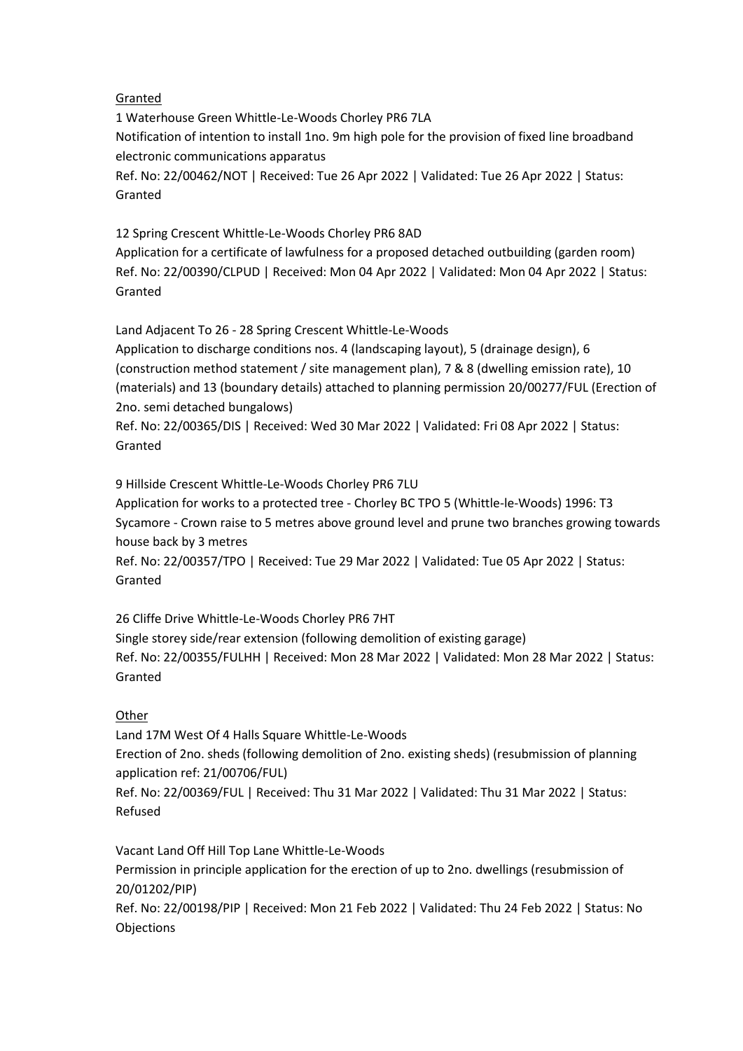Granted

1 Waterhouse Green Whittle-Le-Woods Chorley PR6 7LA
Notification of intention to install 1no. 9m high pole for the provision of fixed line broadband electronic communications apparatus
Ref. No: 22/00462/NOT | Received: Tue 26 Apr 2022 | Validated: Tue 26 Apr 2022 | Status: Granted

12 Spring Crescent Whittle-Le-Woods Chorley PR6 8AD
Application for a certificate of lawfulness for a proposed detached outbuilding (garden room)
Ref. No: 22/00390/CLPUD | Received: Mon 04 Apr 2022 | Validated: Mon 04 Apr 2022 | Status: Granted

Land Adjacent To 26 - 28 Spring Crescent Whittle-Le-Woods
Application to discharge conditions nos. 4 (landscaping layout), 5 (drainage design), 6 (construction method statement / site management plan), 7 & 8 (dwelling emission rate), 10 (materials) and 13 (boundary details) attached to planning permission 20/00277/FUL (Erection of 2no. semi detached bungalows)
Ref. No: 22/00365/DIS | Received: Wed 30 Mar 2022 | Validated: Fri 08 Apr 2022 | Status: Granted

9 Hillside Crescent Whittle-Le-Woods Chorley PR6 7LU
Application for works to a protected tree - Chorley BC TPO 5 (Whittle-le-Woods) 1996: T3 Sycamore - Crown raise to 5 metres above ground level and prune two branches growing towards house back by 3 metres
Ref. No: 22/00357/TPO | Received: Tue 29 Mar 2022 | Validated: Tue 05 Apr 2022 | Status: Granted

26 Cliffe Drive Whittle-Le-Woods Chorley PR6 7HT
Single storey side/rear extension (following demolition of existing garage)
Ref. No: 22/00355/FULHH | Received: Mon 28 Mar 2022 | Validated: Mon 28 Mar 2022 | Status: Granted

Other

Land 17M West Of 4 Halls Square Whittle-Le-Woods
Erection of 2no. sheds (following demolition of 2no. existing sheds) (resubmission of planning application ref: 21/00706/FUL)
Ref. No: 22/00369/FUL | Received: Thu 31 Mar 2022 | Validated: Thu 31 Mar 2022 | Status: Refused

Vacant Land Off Hill Top Lane Whittle-Le-Woods
Permission in principle application for the erection of up to 2no. dwellings (resubmission of 20/01202/PIP)
Ref. No: 22/00198/PIP | Received: Mon 21 Feb 2022 | Validated: Thu 24 Feb 2022 | Status: No Objections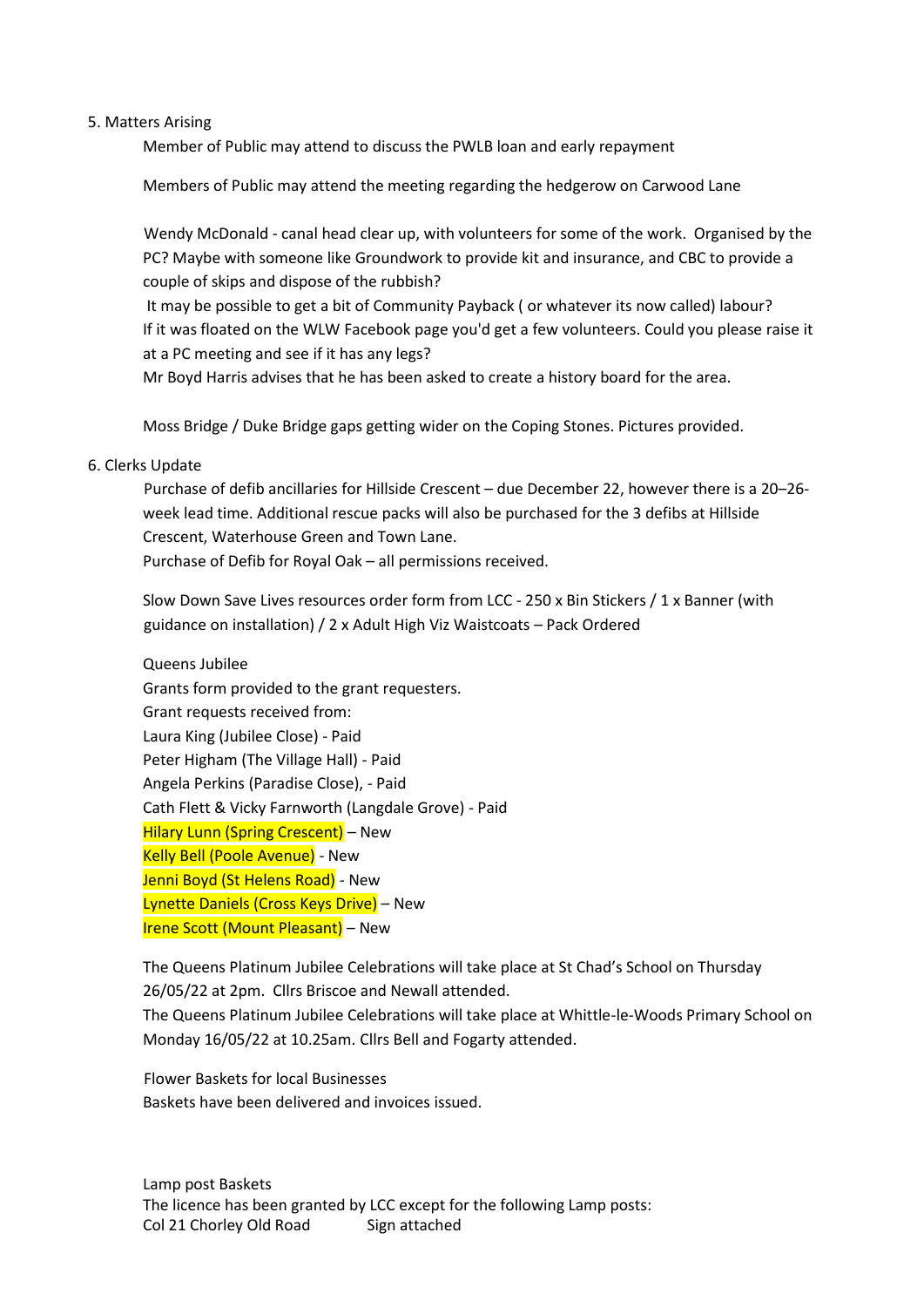5. Matters Arising

Member of Public may attend to discuss the PWLB loan and early repayment

Members of Public may attend the meeting regarding the hedgerow on Carwood Lane

Wendy McDonald - canal head clear up, with volunteers for some of the work. Organised by the PC? Maybe with someone like Groundwork to provide kit and insurance, and CBC to provide a couple of skips and dispose of the rubbish?
It may be possible to get a bit of Community Payback ( or whatever its now called) labour?
If it was floated on the WLW Facebook page you'd get a few volunteers. Could you please raise it at a PC meeting and see if it has any legs?
Mr Boyd Harris advises that he has been asked to create a history board for the area.

Moss Bridge / Duke Bridge gaps getting wider on the Coping Stones. Pictures provided.

6. Clerks Update

Purchase of defib ancillaries for Hillside Crescent – due December 22, however there is a 20–26-week lead time. Additional rescue packs will also be purchased for the 3 defibs at Hillside Crescent, Waterhouse Green and Town Lane.
Purchase of Defib for Royal Oak – all permissions received.

Slow Down Save Lives resources order form from LCC - 250 x Bin Stickers / 1 x Banner (with guidance on installation) / 2 x Adult High Viz Waistcoats – Pack Ordered

Queens Jubilee
Grants form provided to the grant requesters.
Grant requests received from:
Laura King (Jubilee Close) - Paid
Peter Higham (The Village Hall) - Paid
Angela Perkins (Paradise Close), - Paid
Cath Flett & Vicky Farnworth (Langdale Grove) - Paid
Hilary Lunn (Spring Crescent) – New
Kelly Bell (Poole Avenue) - New
Jenni Boyd (St Helens Road) - New
Lynette Daniels (Cross Keys Drive) – New
Irene Scott (Mount Pleasant) – New

The Queens Platinum Jubilee Celebrations will take place at St Chad's School on Thursday 26/05/22 at 2pm. Cllrs Briscoe and Newall attended.
The Queens Platinum Jubilee Celebrations will take place at Whittle-le-Woods Primary School on Monday 16/05/22 at 10.25am. Cllrs Bell and Fogarty attended.

Flower Baskets for local Businesses
Baskets have been delivered and invoices issued.

Lamp post Baskets
The licence has been granted by LCC except for the following Lamp posts:
Col 21 Chorley Old Road Sign attached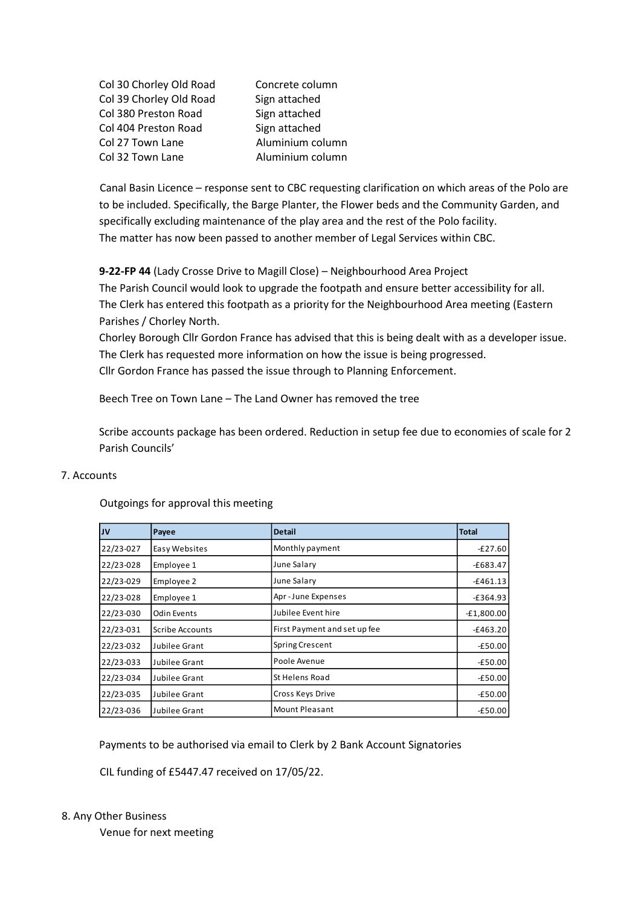| | |
|---|---|
| Col 30 Chorley Old Road | Concrete column |
| Col 39 Chorley Old Road | Sign attached |
| Col 380 Preston Road | Sign attached |
| Col 404 Preston Road | Sign attached |
| Col 27 Town Lane | Aluminium column |
| Col 32 Town Lane | Aluminium column |

Canal Basin Licence – response sent to CBC requesting clarification on which areas of the Polo are to be included. Specifically, the Barge Planter, the Flower beds and the Community Garden, and specifically excluding maintenance of the play area and the rest of the Polo facility.
The matter has now been passed to another member of Legal Services within CBC.

**9-22-FP 44** (Lady Crosse Drive to Magill Close) – Neighbourhood Area Project
The Parish Council would look to upgrade the footpath and ensure better accessibility for all.
The Clerk has entered this footpath as a priority for the Neighbourhood Area meeting (Eastern Parishes / Chorley North.
Chorley Borough Cllr Gordon France has advised that this is being dealt with as a developer issue.
The Clerk has requested more information on how the issue is being progressed.
Cllr Gordon France has passed the issue through to Planning Enforcement.

Beech Tree on Town Lane – The Land Owner has removed the tree

Scribe accounts package has been ordered. Reduction in setup fee due to economies of scale for 2 Parish Councils'

7. Accounts

Outgoings for approval this meeting

| JV | Payee | Detail | Total |
|---|---|---|---|
| 22/23-027 | Easy Websites | Monthly payment | -£27.60 |
| 22/23-028 | Employee 1 | June Salary | -£683.47 |
| 22/23-029 | Employee 2 | June Salary | -£461.13 |
| 22/23-028 | Employee 1 | Apr - June Expenses | -£364.93 |
| 22/23-030 | Odin Events | Jubilee Event hire | -£1,800.00 |
| 22/23-031 | Scribe Accounts | First Payment and set up fee | -£463.20 |
| 22/23-032 | Jubilee Grant | Spring Crescent | -£50.00 |
| 22/23-033 | Jubilee Grant | Poole Avenue | -£50.00 |
| 22/23-034 | Jubilee Grant | St Helens Road | -£50.00 |
| 22/23-035 | Jubilee Grant | Cross Keys Drive | -£50.00 |
| 22/23-036 | Jubilee Grant | Mount Pleasant | -£50.00 |

Payments to be authorised via email to Clerk by 2 Bank Account Signatories

CIL funding of £5447.47 received on 17/05/22.

8. Any Other Business

Venue for next meeting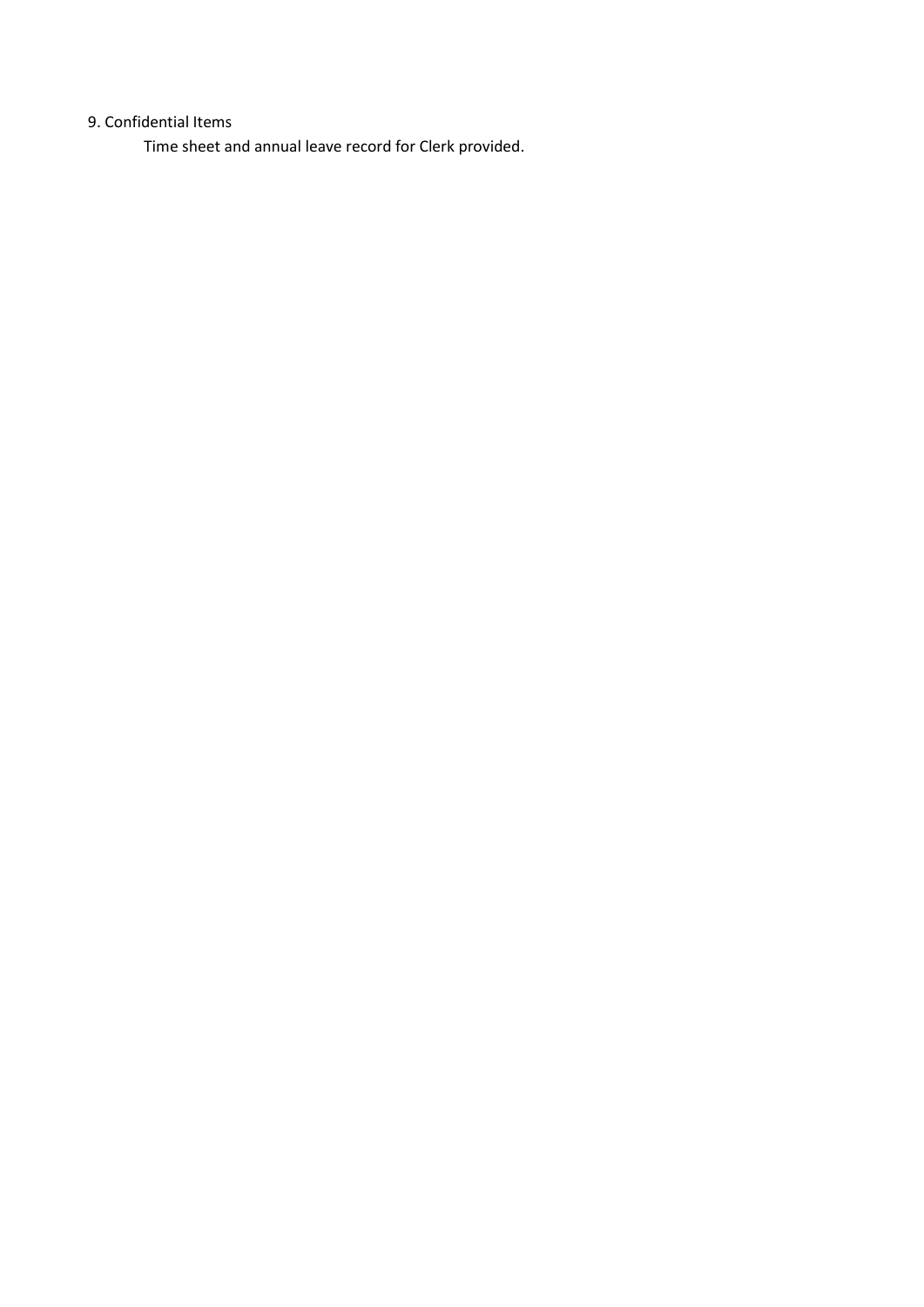9. Confidential Items

Time sheet and annual leave record for Clerk provided.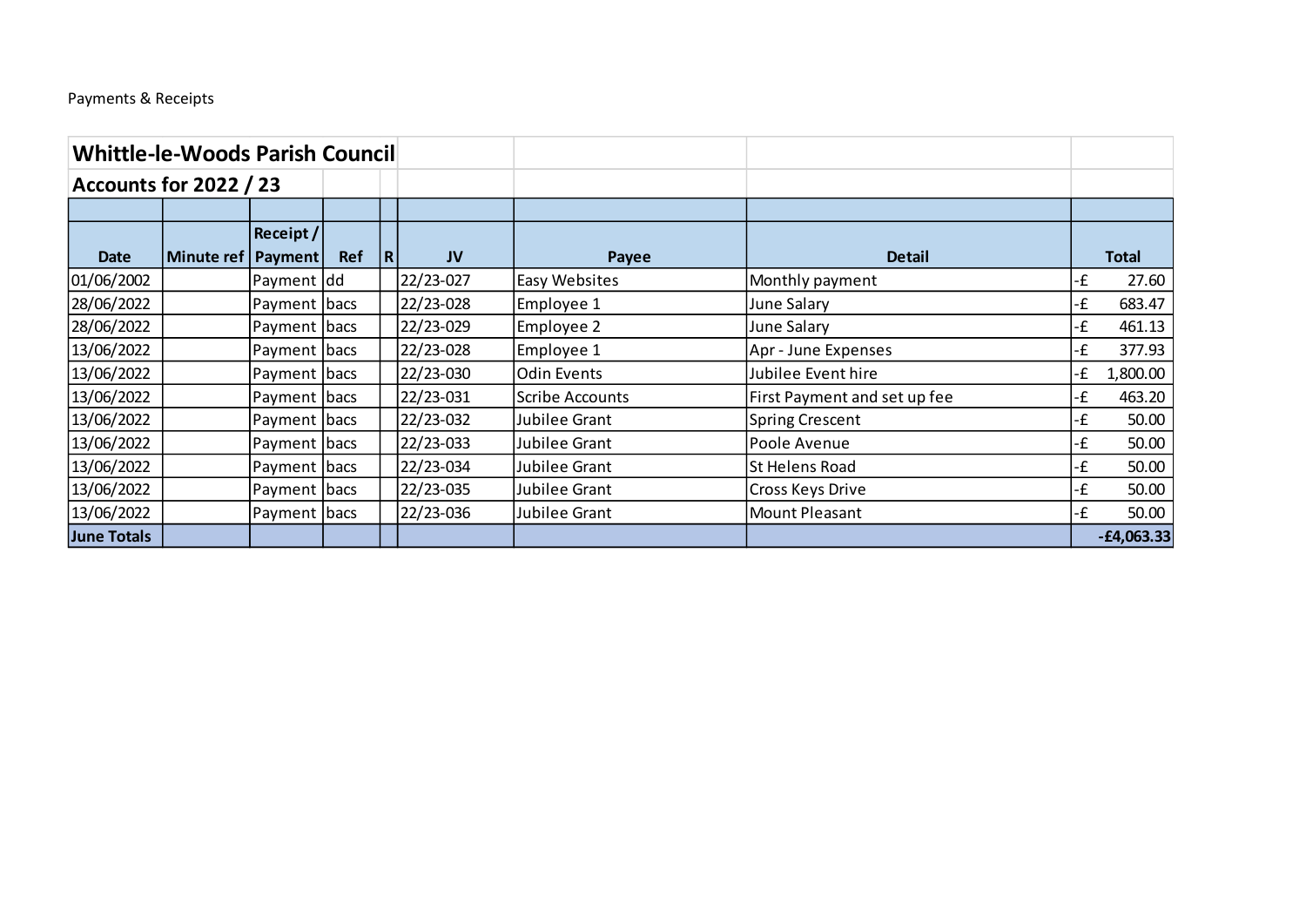Payments & Receipts

| **Whittle-le-Woods Parish Council** | | | | | | | | |
|---|---|---|---|---|---|---|---|---|
| **Accounts for 2022 / 23** | | | | | | | | |
| | | | | | | | | |
| **Date** | **Minute ref** | **Receipt / Payment** | **Ref** | **R** | **JV** | **Payee** | **Detail** | **Total** |
| 01/06/2002 | | Payment | dd | | 22/23-027 | Easy Websites | Monthly payment | -£ 27.60 |
| 28/06/2022 | | Payment | bacs | | 22/23-028 | Employee 1 | June Salary | -£ 683.47 |
| 28/06/2022 | | Payment | bacs | | 22/23-029 | Employee 2 | June Salary | -£ 461.13 |
| 13/06/2022 | | Payment | bacs | | 22/23-028 | Employee 1 | Apr - June Expenses | -£ 377.93 |
| 13/06/2022 | | Payment | bacs | | 22/23-030 | Odin Events | Jubilee Event hire | -£ 1,800.00 |
| 13/06/2022 | | Payment | bacs | | 22/23-031 | Scribe Accounts | First Payment and set up fee | -£ 463.20 |
| 13/06/2022 | | Payment | bacs | | 22/23-032 | Jubilee Grant | Spring Crescent | -£ 50.00 |
| 13/06/2022 | | Payment | bacs | | 22/23-033 | Jubilee Grant | Poole Avenue | -£ 50.00 |
| 13/06/2022 | | Payment | bacs | | 22/23-034 | Jubilee Grant | St Helens Road | -£ 50.00 |
| 13/06/2022 | | Payment | bacs | | 22/23-035 | Jubilee Grant | Cross Keys Drive | -£ 50.00 |
| 13/06/2022 | | Payment | bacs | | 22/23-036 | Jubilee Grant | Mount Pleasant | -£ 50.00 |
| **June Totals** | | | | | | | | **-£4,063.33** |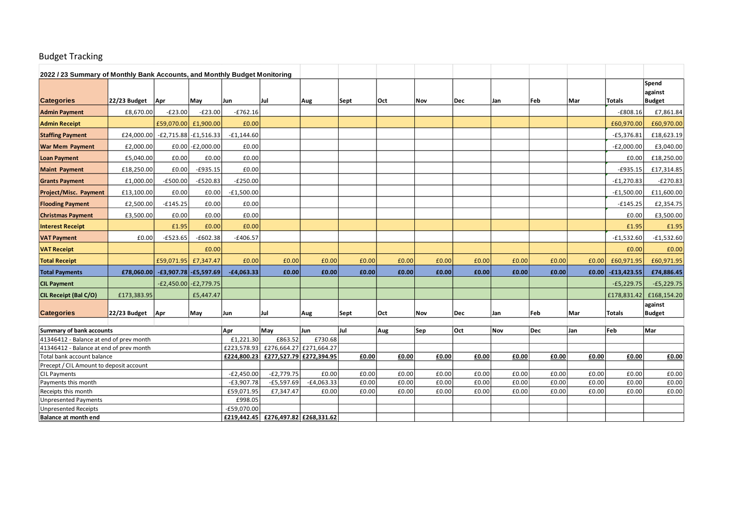# Budget Tracking

**2022 / 23 Summary of Monthly Bank Accounts, and Monthly Budget Monitoring**

| Categories | 22/23 Budget | Apr | May | Jun | Jul | Aug | Sept | Oct | Nov | Dec | Jan | Feb | Mar | Totals | Spend against Budget |
|---|---|---|---|---|---|---|---|---|---|---|---|---|---|---|---|
| Admin Payment | £8,670.00 | -£23.00 | -£23.00 | -£762.16 | | | | | | | | | | -£808.16 | £7,861.84 |
| Admin Receipt | | £59,070.00 | £1,900.00 | £0.00 | | | | | | | | | | £60,970.00 | £60,970.00 |
| Staffing Payment | £24,000.00 | -£2,715.88 | -£1,516.33 | -£1,144.60 | | | | | | | | | | -£5,376.81 | £18,623.19 |
| War Mem Payment | £2,000.00 | £0.00 | -£2,000.00 | £0.00 | | | | | | | | | | -£2,000.00 | £3,040.00 |
| Loan Payment | £5,040.00 | £0.00 | £0.00 | £0.00 | | | | | | | | | | £0.00 | £18,250.00 |
| Maint Payment | £18,250.00 | £0.00 | -£935.15 | £0.00 | | | | | | | | | | -£935.15 | £17,314.85 |
| Grants Payment | £1,000.00 | -£500.00 | -£520.83 | -£250.00 | | | | | | | | | | -£1,270.83 | -£270.83 |
| Project/Misc. Payment | £13,100.00 | £0.00 | £0.00 | -£1,500.00 | | | | | | | | | | -£1,500.00 | £11,600.00 |
| Flooding Payment | £2,500.00 | -£145.25 | £0.00 | £0.00 | | | | | | | | | | -£145.25 | £2,354.75 |
| Christmas Payment | £3,500.00 | £0.00 | £0.00 | £0.00 | | | | | | | | | | £0.00 | £3,500.00 |
| Interest Receipt | | £1.95 | £0.00 | £0.00 | | | | | | | | | | £1.95 | £1.95 |
| VAT Payment | £0.00 | -£523.65 | -£602.38 | -£406.57 | | | | | | | | | | -£1,532.60 | -£1,532.60 |
| VAT Receipt | | | £0.00 | | | | | | | | | | | £0.00 | £0.00 |
| Total Receipt | | £59,071.95 | £7,347.47 | £0.00 | £0.00 | £0.00 | £0.00 | £0.00 | £0.00 | £0.00 | £0.00 | £0.00 | £0.00 | £60,971.95 | £60,971.95 |
| Total Payments | £78,060.00 | -£3,907.78 | -£5,597.69 | -£4,063.33 | £0.00 | £0.00 | £0.00 | £0.00 | £0.00 | £0.00 | £0.00 | £0.00 | £0.00 | -£13,423.55 | £74,886.45 |
| CIL Payment | | -£2,450.00 | -£2,779.75 | | | | | | | | | | | -£5,229.75 | -£5,229.75 |
| CIL Receipt (Bal C/O) | £173,383.95 | | £5,447.47 | | | | | | | | | | | £178,831.42 | £168,154.20 |
| Categories | 22/23 Budget | Apr | May | Jun | Jul | Aug | Sept | Oct | Nov | Dec | Jan | Feb | Mar | Totals | against Budget |

| Summary of bank accounts | Apr | May | Jun | Jul | Aug | Sep | Oct | Nov | Dec | Jan | Feb | Mar |
|---|---|---|---|---|---|---|---|---|---|---|---|---|
| 41346412 - Balance at end of prev month | £1,221.30 | £863.52 | £730.68 | | | | | | | | | |
| 41346412 - Balance at end of prev month | £223,578.93 | £276,664.27 | £271,664.27 | | | | | | | | | |
| Total bank account balance | £224,800.23 | £277,527.79 | £272,394.95 | £0.00 | £0.00 | £0.00 | £0.00 | £0.00 | £0.00 | £0.00 | £0.00 | £0.00 |
| Precept / CIL Amount to deposit account | | | | | | | | | | | | |
| CIL Payments | -£2,450.00 | -£2,779.75 | £0.00 | £0.00 | £0.00 | £0.00 | £0.00 | £0.00 | £0.00 | £0.00 | £0.00 | £0.00 |
| Payments this month | -£3,907.78 | -£5,597.69 | -£4,063.33 | £0.00 | £0.00 | £0.00 | £0.00 | £0.00 | £0.00 | £0.00 | £0.00 | £0.00 |
| Receipts this month | £59,071.95 | £7,347.47 | £0.00 | £0.00 | £0.00 | £0.00 | £0.00 | £0.00 | £0.00 | £0.00 | £0.00 | £0.00 |
| Unpresented Payments | £998.05 | | | | | | | | | | | |
| Unpresented Receipts | -£59,070.00 | | | | | | | | | | | |
| **Balance at month end** | **£219,442.45** | **£276,497.82** | **£268,331.62** | | | | | | | | | |